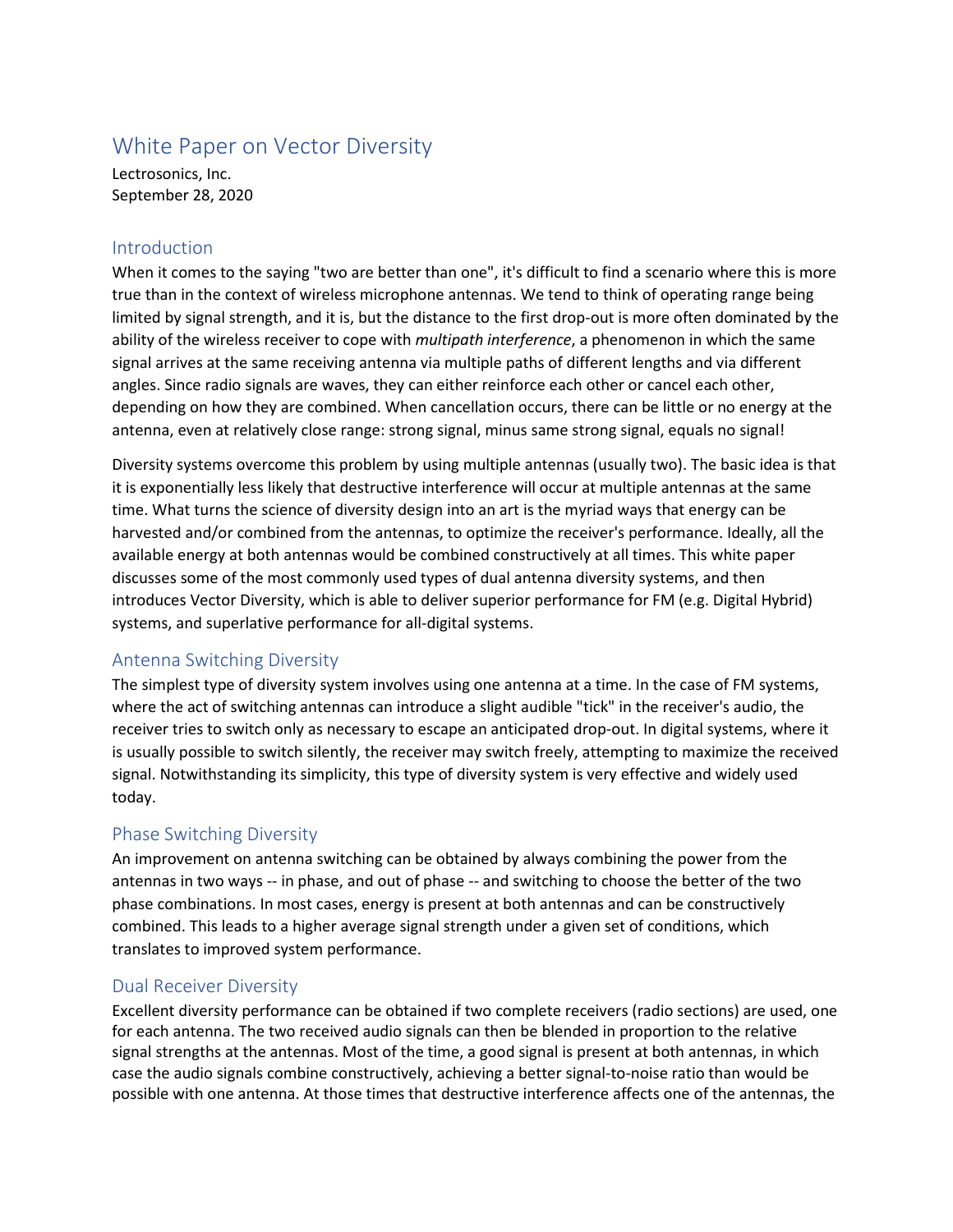# White Paper on Vector Diversity

Lectrosonics, Inc.
September 28, 2020

## Introduction

When it comes to the saying "two are better than one", it's difficult to find a scenario where this is more true than in the context of wireless microphone antennas. We tend to think of operating range being limited by signal strength, and it is, but the distance to the first drop-out is more often dominated by the ability of the wireless receiver to cope with *multipath interference*, a phenomenon in which the same signal arrives at the same receiving antenna via multiple paths of different lengths and via different angles. Since radio signals are waves, they can either reinforce each other or cancel each other, depending on how they are combined. When cancellation occurs, there can be little or no energy at the antenna, even at relatively close range: strong signal, minus same strong signal, equals no signal!

Diversity systems overcome this problem by using multiple antennas (usually two). The basic idea is that it is exponentially less likely that destructive interference will occur at multiple antennas at the same time. What turns the science of diversity design into an art is the myriad ways that energy can be harvested and/or combined from the antennas, to optimize the receiver's performance. Ideally, all the available energy at both antennas would be combined constructively at all times. This white paper discusses some of the most commonly used types of dual antenna diversity systems, and then introduces Vector Diversity, which is able to deliver superior performance for FM (e.g. Digital Hybrid) systems, and superlative performance for all-digital systems.

## Antenna Switching Diversity

The simplest type of diversity system involves using one antenna at a time. In the case of FM systems, where the act of switching antennas can introduce a slight audible "tick" in the receiver's audio, the receiver tries to switch only as necessary to escape an anticipated drop-out. In digital systems, where it is usually possible to switch silently, the receiver may switch freely, attempting to maximize the received signal. Notwithstanding its simplicity, this type of diversity system is very effective and widely used today.

## Phase Switching Diversity

An improvement on antenna switching can be obtained by always combining the power from the antennas in two ways -- in phase, and out of phase -- and switching to choose the better of the two phase combinations. In most cases, energy is present at both antennas and can be constructively combined. This leads to a higher average signal strength under a given set of conditions, which translates to improved system performance.

## Dual Receiver Diversity

Excellent diversity performance can be obtained if two complete receivers (radio sections) are used, one for each antenna. The two received audio signals can then be blended in proportion to the relative signal strengths at the antennas. Most of the time, a good signal is present at both antennas, in which case the audio signals combine constructively, achieving a better signal-to-noise ratio than would be possible with one antenna. At those times that destructive interference affects one of the antennas, the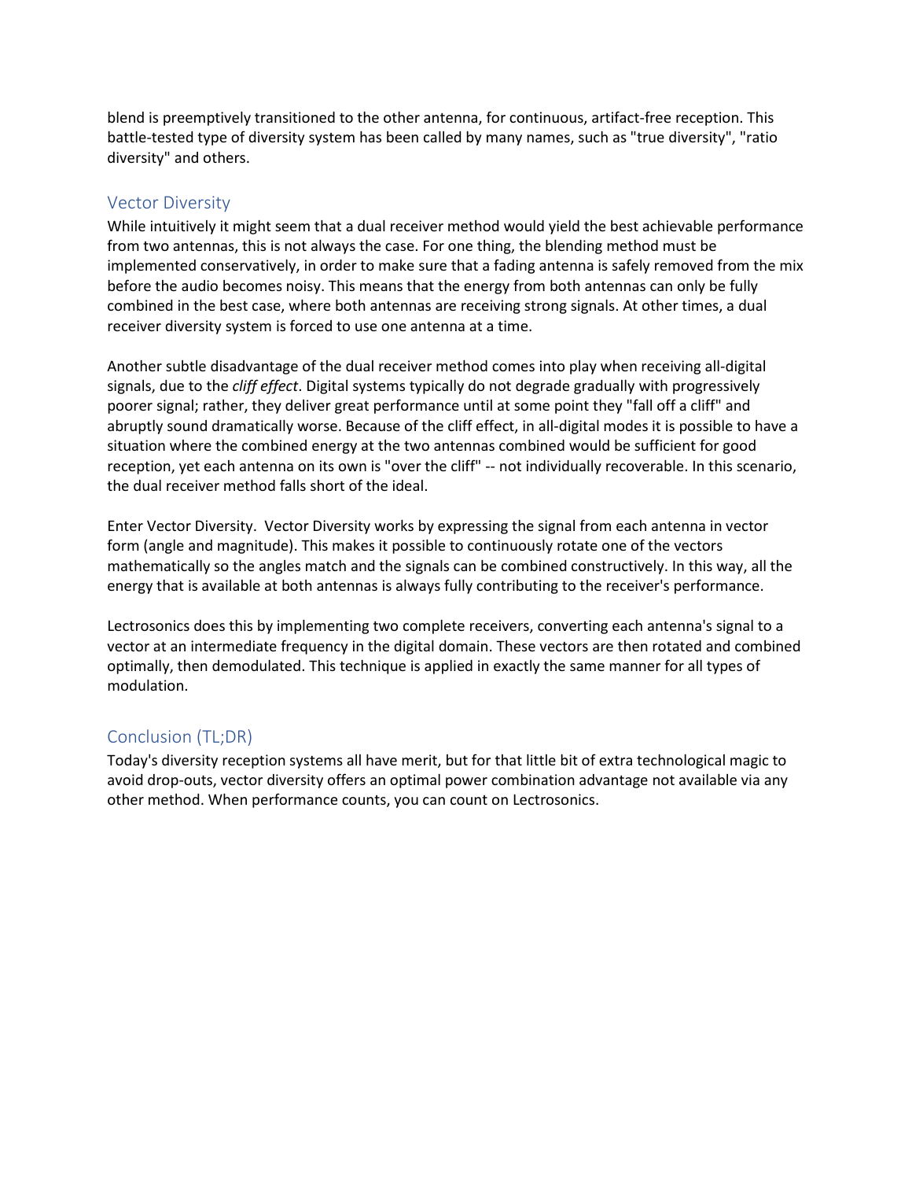blend is preemptively transitioned to the other antenna, for continuous, artifact-free reception. This battle-tested type of diversity system has been called by many names, such as "true diversity", "ratio diversity" and others.

## Vector Diversity

While intuitively it might seem that a dual receiver method would yield the best achievable performance from two antennas, this is not always the case. For one thing, the blending method must be implemented conservatively, in order to make sure that a fading antenna is safely removed from the mix before the audio becomes noisy. This means that the energy from both antennas can only be fully combined in the best case, where both antennas are receiving strong signals. At other times, a dual receiver diversity system is forced to use one antenna at a time.

Another subtle disadvantage of the dual receiver method comes into play when receiving all-digital signals, due to the *cliff effect*. Digital systems typically do not degrade gradually with progressively poorer signal; rather, they deliver great performance until at some point they "fall off a cliff" and abruptly sound dramatically worse. Because of the cliff effect, in all-digital modes it is possible to have a situation where the combined energy at the two antennas combined would be sufficient for good reception, yet each antenna on its own is "over the cliff" -- not individually recoverable. In this scenario, the dual receiver method falls short of the ideal.

Enter Vector Diversity. Vector Diversity works by expressing the signal from each antenna in vector form (angle and magnitude). This makes it possible to continuously rotate one of the vectors mathematically so the angles match and the signals can be combined constructively. In this way, all the energy that is available at both antennas is always fully contributing to the receiver's performance.

Lectrosonics does this by implementing two complete receivers, converting each antenna's signal to a vector at an intermediate frequency in the digital domain. These vectors are then rotated and combined optimally, then demodulated. This technique is applied in exactly the same manner for all types of modulation.

## Conclusion (TL;DR)

Today's diversity reception systems all have merit, but for that little bit of extra technological magic to avoid drop-outs, vector diversity offers an optimal power combination advantage not available via any other method. When performance counts, you can count on Lectrosonics.